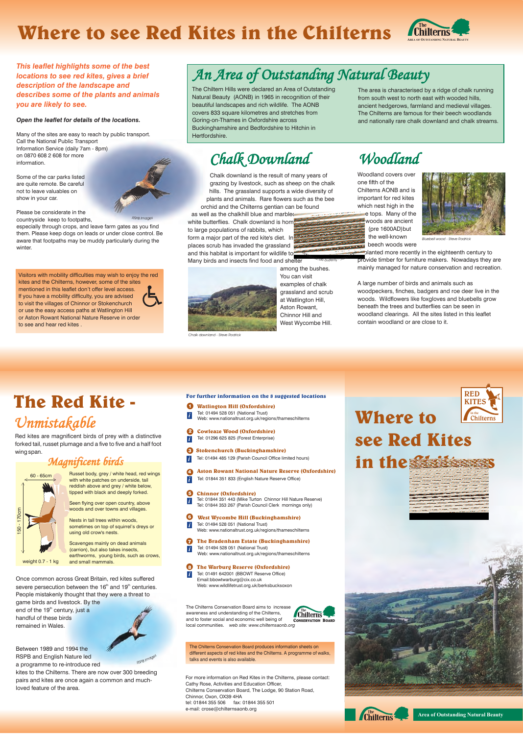# Where to see Red Kites in the Chilterns

*This leaflet highlights some of the best locations to see red kites, gives a brief description of the landscape and describes some of the plants and animals you are likely to see.*

***Open the leaflet for details of the locations.***

Many of the sites are easy to reach by public transport. Call the National Public Transport Information Service (daily 7am - 8pm) on 0870 608 2 608 for more information.

Some of the car parks listed are quite remote. Be careful not to leave valuables on show in your car.

Please be considerate in the countryside keep to footpaths, especially through crops, and leave farm gates as you find them. Please keep dogs on leads or under close control. Be aware that footpaths may be muddy particularly during the winter.

RSPB Images

Visitors with mobility difficulties may wish to enjoy the red kites and the Chilterns, however, some of the sites mentioned in this leaflet don't offer level access. If you have a mobility difficulty, you are advised to visit the villages of Chinnor or Stokenchurch or use the easy access paths at Watlington Hill or Aston Rowant National Nature Reserve in order to see and hear red kites .

## An Area of Outstanding Natural Beauty

The Chiltern Hills were declared an Area of Outstanding Natural Beauty (AONB) in 1965 in recognition of their beautiful landscapes and rich wildlife. The AONB covers 833 square kilometres and stretches from Goring-on-Thames in Oxfordshire across Buckinghamshire and Bedfordshire to Hitchin in Hertfordshire.

The area is characterised by a ridge of chalk running from south west to north east with wooded hills, ancient hedgerows, farmland and medieval villages. The Chilterns are famous for their beech woodlands and nationally rare chalk downland and chalk streams.

## Chalk Downland

Chalk downland is the result of many years of grazing by livestock, such as sheep on the chalk hills. The grassland supports a wide diversity of plants and animals. Rare flowers such as the bee orchid and the Chilterns gentian can be found as well as the chalkhill blue and marbled white butterflies. Chalk downland is home to large populations of rabbits, which form a major part of the red kite's diet. In places scrub has invaded the grassland and this habitat is important for wildlife too. Many birds and insects find food and shelter among the bushes. You can visit examples of chalk grassland and scrub at Watlington Hill, Aston Rowant, Chinnor Hill and West Wycombe Hill.

Marbled white butterfly

Chalk downland - Steve Rodrick

## Woodland

Woodland covers over one fifth of the Chilterns AONB and is important for red kites which nest high in the tree tops. Many of the woods are ancient (pre 1600AD)but the well-known beech woods were planted more recently in the eighteenth century to provide timber for furniture makers. Nowadays they are mainly managed for nature conservation and recreation.

Bluebell wood - Steve Rodrick

A large number of birds and animals such as woodpeckers, finches, badgers and roe deer live in the woods. Wildflowers like foxgloves and bluebells grow beneath the trees and butterflies can be seen in woodland clearings. All the sites listed in this leaflet contain woodland or are close to it.

# The Red Kite - *Unmistakable*

Red kites are magnificent birds of prey with a distinctive forked tail, russet plumage and a five to five and a half foot wing span.

### Magnificent birds

60 - 65cm

150 - 170cm

weight 0.7 - 1 kg

Russet body, grey / white head, red wings with white patches on underside, tail reddish above and grey / white below, tipped with black and deeply forked.

Seen flying over open country, above woods and over towns and villages.

Nests in tall trees within woods, sometimes on top of squirrel's dreys or using old crow's nests.

Scavenges mainly on dead animals (carrion), but also takes insects, earthworms, young birds, such as crows, and small mammals.

Once common across Great Britain, red kites suffered severe persecution between the 16th and 19th centuries. People mistakenly thought that they were a threat to game birds and livestock. By the end of the 19th century, just a handful of these birds remained in Wales.

Between 1989 and 1994 the RSPB and English Nature led a programme to re-introduce red kites to the Chilterns. There are now over 300 breeding pairs and kites are once again a common and much-loved feature of the area.

RSPB Images

### For further information on the 8 suggested locations

1. **Watlington Hill (Oxfordshire)**
   Tel: 01494 528 051 (National Trust)
   Web: www.nationaltrust.org.uk/regions/thameschilterns
2. **Cowleaze Wood (Oxfordshire)**
   Tel: 01296 625 825 (Forest Enterprise)
3. **Stokenchurch (Buckinghamshire)**
   Tel: 01494 485 129 (Parish Council Office limited hours)
4. **Aston Rowant National Nature Reserve (Oxfordshire)**
   Tel: 01844 351 833 (English Nature Reserve Office)
5. **Chinnor (Oxfordshire)**
   Tel: 01844 351 443 (Mike Turton Chinnor Hill Nature Reserve)
   Tel: 01844 353 267 (Parish Council Clerk mornings only)
6. **West Wycombe Hill (Buckinghamshire)**
   Tel: 01494 528 051 (National Trust)
   Web: www.nationaltrust.org.uk/regions/thameschilterns
7. **The Bradenham Estate (Buckinghamshire)**
   Tel: 01494 528 051 (National Trust)
   Web: www.nationaltrust.org.uk/regions/thameschilterns
8. **The Warburg Reserve (Oxfordshire)**
   Tel: 01491 642001 (BBOWT Reserve Office)
   Email:bbowtwarburg@cix.co.uk
   Web: www.wildlifetrust.org.uk/berksbucksoxon

The Chilterns Conservation Board aims to increase awareness and understanding of the Chilterns, and to foster social and economic well being of local communities. *web site: www.chilternsaonb.org*

The Chilterns Conservation Board produces information sheets on different aspects of red kites and the Chilterns. A programme of walks, talks and events is also available.

For more information on Red Kites in the Chilterns, please contact:
Cathy Rose, Activities and Education Officer,
Chilterns Conservation Board, The Lodge, 90 Station Road,
Chinnor, Oxon, OX39 4HA
tel: 01844 355 506 fax: 01844 355 501
e-mail: crose@chilternsaonb.org

# Where to see Red Kites in the Chilterns

RED KITES in the Chilterns

The Chilterns — Area of Outstanding Natural Beauty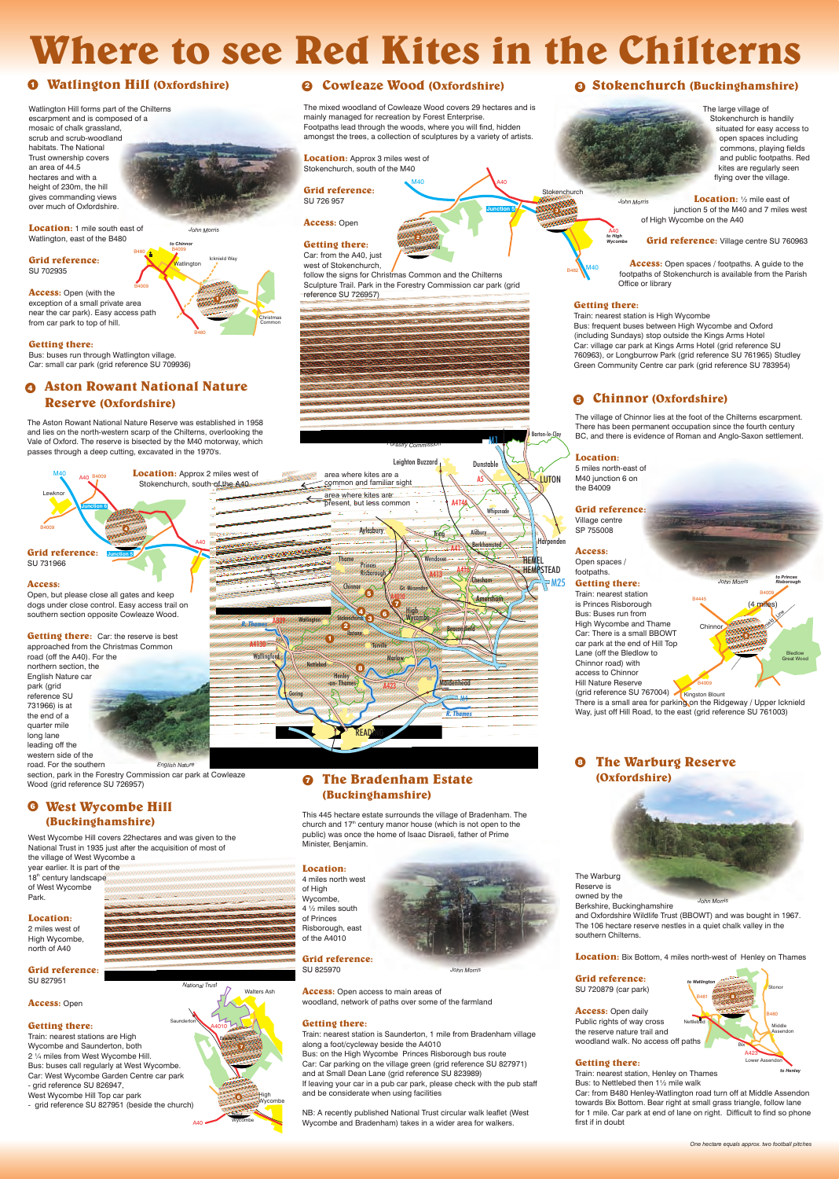# Where to see Red Kites in the Chilterns

## 1 Watlington Hill (Oxfordshire)

Watlington Hill forms part of the Chilterns escarpment and is composed of a mosaic of chalk grassland, scrub and scrub-woodland habitats. The National Trust ownership covers an area of 44.5 hectares and with a height of 230m, the hill gives commanding views over much of Oxfordshire.

John Morris

**Location:** 1 mile south east of Watlington, east of the B480

**Grid reference:** SU 702935

**Access:** Open (with the exception of a small private area near the car park). Easy access path from car park to top of hill.

**Getting there:**
Bus: buses run through Watlington village.
Car: small car park (grid reference SU 709936)

## 2 Cowleaze Wood (Oxfordshire)

The mixed woodland of Cowleaze Wood covers 29 hectares and is mainly managed for recreation by Forest Enterprise. Footpaths lead through the woods, where you will find, hidden amongst the trees, a collection of sculptures by a variety of artists.

**Location:** Approx 3 miles west of Stokenchurch, south of the M40

**Grid reference:** SU 726 957

**Access:** Open

**Getting there:**
Car: from the A40, just west of Stokenchurch, follow the signs for Christmas Common and the Chilterns Sculpture Trail. Park in the Forestry Commission car park (grid reference SU 726957)

Forestry Commission

## 3 Stokenchurch (Buckinghamshire)

The large village of Stokenchurch is handily situated for easy access to open spaces including commons, playing fields and public footpaths. Red kites are regularly seen flying over the village.

John Morris

**Location:** ½ mile east of junction 5 of the M40 and 7 miles west of High Wycombe on the A40

**Grid reference:** Village centre SU 760963

**Access:** Open spaces / footpaths. A guide to the footpaths of Stokenchurch is available from the Parish Office or library

**Getting there:**
Train: nearest station is High Wycombe
Bus: frequent buses between High Wycombe and Oxford (including Sundays) stop outside the Kings Arms Hotel
Car: village car park at Kings Arms Hotel (grid reference SU 760963), or Longburrow Park (grid reference SU 761965) Studley Green Community Centre car park (grid reference SU 783954)

## 4 Aston Rowant National Nature Reserve (Oxfordshire)

The Aston Rowant National Nature Reserve was established in 1958 and lies on the north-western scarp of the Chilterns, overlooking the Vale of Oxford. The reserve is bisected by the M40 motorway, which passes through a deep cutting, excavated in the 1970's.

**Location:** Approx 2 miles west of Stokenchurch, south of the A40

**Grid reference:** SU 731966

**Access:**
Open, but please close all gates and keep dogs under close control. Easy access trail on southern section opposite Cowleaze Wood.

**Getting there:** Car: the reserve is best approached from the Christmas Common road (off the A40). For the northern section, the English Nature car park (grid reference SU 731966) is at the end of a quarter mile long lane leading off the western side of the road. For the southern section, park in the Forestry Commission car park at Cowleaze Wood (grid reference SU 726957)

English Nature

area where kites are a common and familiar sight

area where kites are present, but less common

## 5 Chinnor (Oxfordshire)

The village of Chinnor lies at the foot of the Chilterns escarpment. There has been permanent occupation since the fourth century BC, and there is evidence of Roman and Anglo-Saxon settlement.

**Location:** 5 miles north-east of M40 junction 6 on the B4009

**Grid reference:** Village centre SP 755008

**Access:** Open spaces / footpaths.

John Morris

**Getting there:**
Train: nearest station is Princes Risborough
Bus: Buses run from High Wycombe and Thame
Car: There is a small BBOWT car park at the end of Hill Top Lane (off the Bledlow to Chinnor road) with access to Chinnor Hill Nature Reserve (grid reference SU 767004)
There is a small area for parking on the Ridgeway / Upper Icknield Way, just off Hill Road, to the east (grid reference SU 761003)

## 6 West Wycombe Hill (Buckinghamshire)

West Wycombe Hill covers 22hectares and was given to the National Trust in 1935 just after the acquisition of most of the village of West Wycombe a year earlier. It is part of the 18th century landscape of West Wycombe Park.

**Location:** 2 miles west of High Wycombe, north of A40

**Grid reference:** SU 827951

**Access:** Open

National Trust

**Getting there:**
Train: nearest stations are High Wycombe and Saunderton, both 2 ¼ miles from West Wycombe Hill.
Bus: buses call regularly at West Wycombe.
Car: West Wycombe Garden Centre car park - grid reference SU 826947,
West Wycombe Hill Top car park
- grid reference SU 827951 (beside the church)

## 7 The Bradenham Estate (Buckinghamshire)

This 445 hectare estate surrounds the village of Bradenham. The church and 17th century manor house (which is not open to the public) was once the home of Isaac Disraeli, father of Prime Minister, Benjamin.

**Location:** 4 miles north west of High Wycombe, 4 ½ miles south of Princes Risborough, east of the A4010

**Grid reference:** SU 825970

John Morris

**Access:** Open access to main areas of woodland, network of paths over some of the farmland

**Getting there:**
Train: nearest station is Saunderton, 1 mile from Bradenham village along a foot/cycleway beside the A4010
Bus: on the High Wycombe Princes Risborough bus route
Car: Car parking on the village green (grid reference SU 827971) and at Small Dean Lane (grid reference SU 823989)
If leaving your car in a pub car park, please check with the pub staff and be considerate when using facilities

NB: A recently published National Trust circular walk leaflet (West Wycombe and Bradenham) takes in a wider area for walkers.

## 8 The Warburg Reserve (Oxfordshire)

The Warburg Reserve is owned by the Berkshire, Buckinghamshire and Oxfordshire Wildlife Trust (BBOWT) and was bought in 1967. The 106 hectare reserve nestles in a quiet chalk valley in the southern Chilterns.

John Morris

**Location:** Bix Bottom, 4 miles north-west of Henley on Thames

**Grid reference:** SU 720879 (car park)

**Access:** Open daily
Public rights of way cross the reserve nature trail and woodland walk. No access off paths

**Getting there:**
Train: nearest station, Henley on Thames
Bus: to Nettlebed 1½ mile walk
Car: from B480 Henley-Watlington road turn off at Middle Assendon towards Bix Bottom. Bear right at small grass triangle, follow lane for 1 mile. Car park at end of lane on right. Difficult to find so phone first if in doubt

*One hectare equals approx. two football pitches*